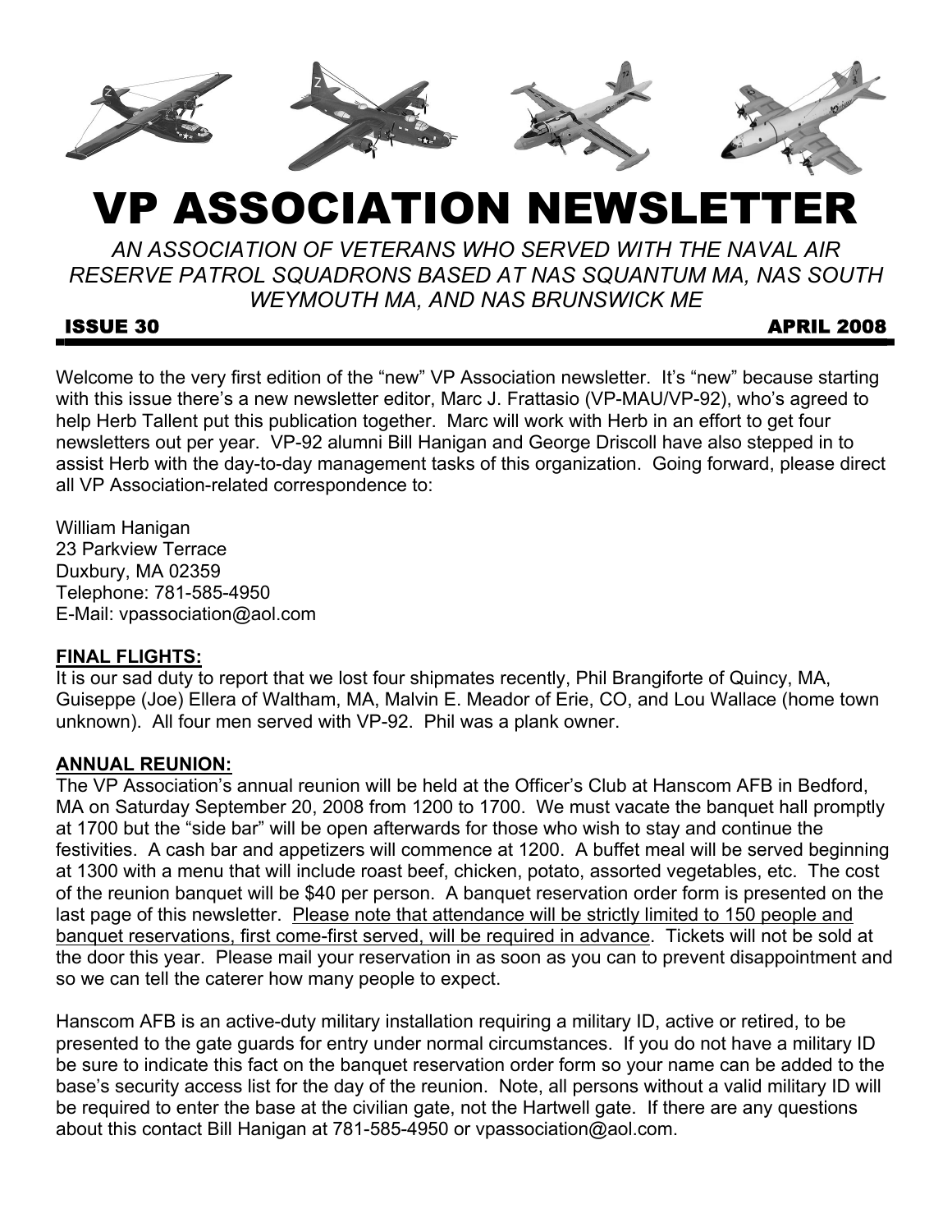# VP ASSOCIATION NEWSLETTER

*AN ASSOCIATION OF VETERANS WHO SERVED WITH THE NAVAL AIR RESERVE PATROL SQUADRONS BASED AT NAS SQUANTUM MA, NAS SOUTH WEYMOUTH MA, AND NAS BRUNSWICK ME*

**ISSUE 30** **APRIL 2008**

Welcome to the very first edition of the "new" VP Association newsletter. It's "new" because starting with this issue there's a new newsletter editor, Marc J. Frattasio (VP-MAU/VP-92), who's agreed to help Herb Tallent put this publication together. Marc will work with Herb in an effort to get four newsletters out per year. VP-92 alumni Bill Hanigan and George Driscoll have also stepped in to assist Herb with the day-to-day management tasks of this organization. Going forward, please direct all VP Association-related correspondence to:

William Hanigan
23 Parkview Terrace
Duxbury, MA 02359
Telephone: 781-585-4950
E-Mail: vpassociation@aol.com

## FINAL FLIGHTS:

It is our sad duty to report that we lost four shipmates recently, Phil Brangiforte of Quincy, MA, Guiseppe (Joe) Ellera of Waltham, MA, Malvin E. Meador of Erie, CO, and Lou Wallace (home town unknown). All four men served with VP-92. Phil was a plank owner.

## ANNUAL REUNION:

The VP Association's annual reunion will be held at the Officer's Club at Hanscom AFB in Bedford, MA on Saturday September 20, 2008 from 1200 to 1700. We must vacate the banquet hall promptly at 1700 but the "side bar" will be open afterwards for those who wish to stay and continue the festivities. A cash bar and appetizers will commence at 1200. A buffet meal will be served beginning at 1300 with a menu that will include roast beef, chicken, potato, assorted vegetables, etc. The cost of the reunion banquet will be $40 per person. A banquet reservation order form is presented on the last page of this newsletter. Please note that attendance will be strictly limited to 150 people and banquet reservations, first come-first served, will be required in advance. Tickets will not be sold at the door this year. Please mail your reservation in as soon as you can to prevent disappointment and so we can tell the caterer how many people to expect.

Hanscom AFB is an active-duty military installation requiring a military ID, active or retired, to be presented to the gate guards for entry under normal circumstances. If you do not have a military ID be sure to indicate this fact on the banquet reservation order form so your name can be added to the base's security access list for the day of the reunion. Note, all persons without a valid military ID will be required to enter the base at the civilian gate, not the Hartwell gate. If there are any questions about this contact Bill Hanigan at 781-585-4950 or vpassociation@aol.com.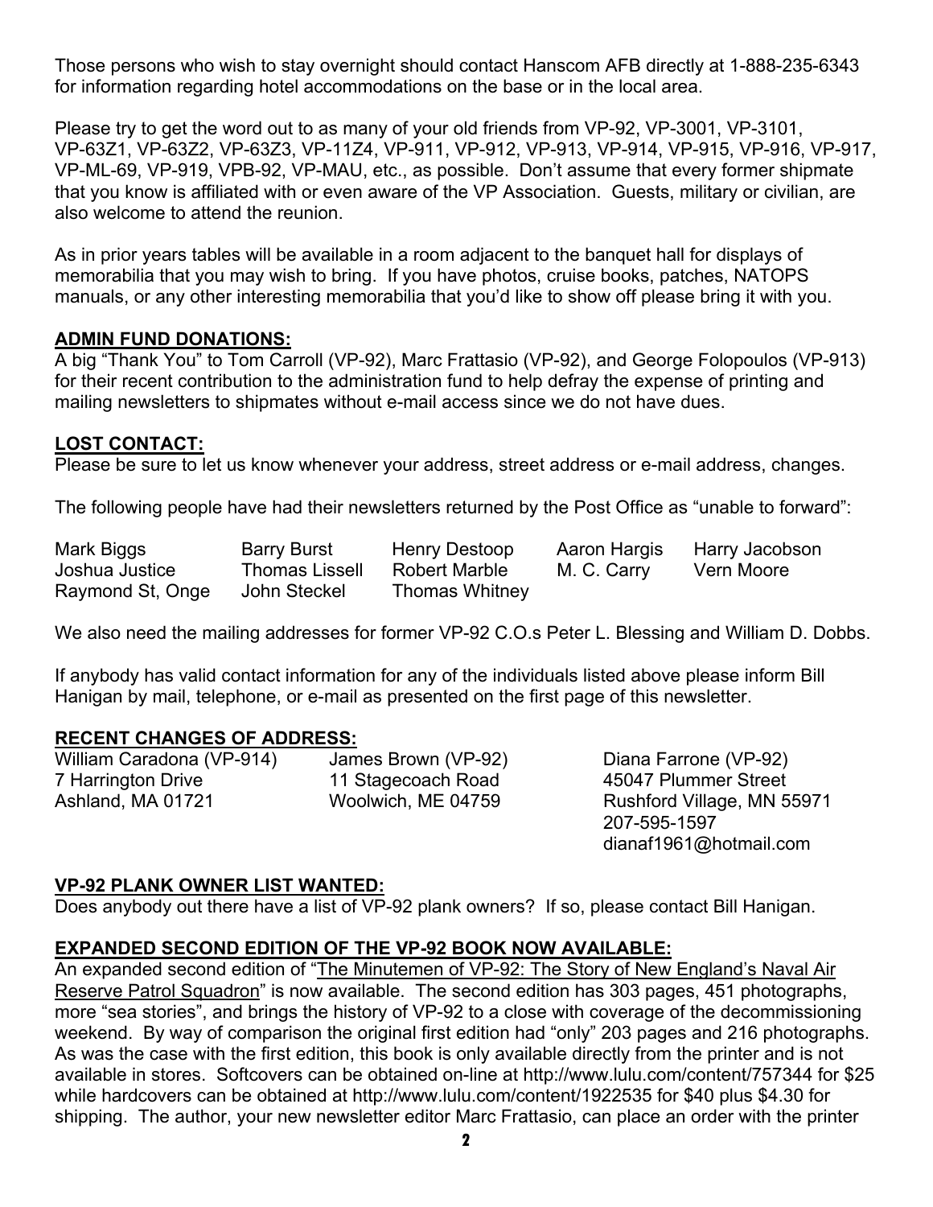Those persons who wish to stay overnight should contact Hanscom AFB directly at 1-888-235-6343 for information regarding hotel accommodations on the base or in the local area.

Please try to get the word out to as many of your old friends from VP-92, VP-3001, VP-3101, VP-63Z1, VP-63Z2, VP-63Z3, VP-11Z4, VP-911, VP-912, VP-913, VP-914, VP-915, VP-916, VP-917, VP-ML-69, VP-919, VPB-92, VP-MAU, etc., as possible. Don't assume that every former shipmate that you know is affiliated with or even aware of the VP Association. Guests, military or civilian, are also welcome to attend the reunion.

As in prior years tables will be available in a room adjacent to the banquet hall for displays of memorabilia that you may wish to bring. If you have photos, cruise books, patches, NATOPS manuals, or any other interesting memorabilia that you'd like to show off please bring it with you.

**ADMIN FUND DONATIONS:**

A big "Thank You" to Tom Carroll (VP-92), Marc Frattasio (VP-92), and George Folopoulos (VP-913) for their recent contribution to the administration fund to help defray the expense of printing and mailing newsletters to shipmates without e-mail access since we do not have dues.

**LOST CONTACT:**

Please be sure to let us know whenever your address, street address or e-mail address, changes.

The following people have had their newsletters returned by the Post Office as "unable to forward":

| | | | | |
|---|---|---|---|---|
| Mark Biggs | Barry Burst | Henry Destoop | Aaron Hargis | Harry Jacobson |
| Joshua Justice | Thomas Lissell | Robert Marble | M. C. Carry | Vern Moore |
| Raymond St, Onge | John Steckel | Thomas Whitney | | |

We also need the mailing addresses for former VP-92 C.O.s Peter L. Blessing and William D. Dobbs.

If anybody has valid contact information for any of the individuals listed above please inform Bill Hanigan by mail, telephone, or e-mail as presented on the first page of this newsletter.

**RECENT CHANGES OF ADDRESS:**

William Caradona (VP-914)
7 Harrington Drive
Ashland, MA 01721

James Brown (VP-92)
11 Stagecoach Road
Woolwich, ME 04759

Diana Farrone (VP-92)
45047 Plummer Street
Rushford Village, MN 55971
207-595-1597
dianaf1961@hotmail.com

**VP-92 PLANK OWNER LIST WANTED:**

Does anybody out there have a list of VP-92 plank owners? If so, please contact Bill Hanigan.

**EXPANDED SECOND EDITION OF THE VP-92 BOOK NOW AVAILABLE:**

An expanded second edition of "The Minutemen of VP-92: The Story of New England's Naval Air Reserve Patrol Squadron" is now available. The second edition has 303 pages, 451 photographs, more "sea stories", and brings the history of VP-92 to a close with coverage of the decommissioning weekend. By way of comparison the original first edition had "only" 203 pages and 216 photographs. As was the case with the first edition, this book is only available directly from the printer and is not available in stores. Softcovers can be obtained on-line at http://www.lulu.com/content/757344 for $25 while hardcovers can be obtained at http://www.lulu.com/content/1922535 for $40 plus $4.30 for shipping. The author, your new newsletter editor Marc Frattasio, can place an order with the printer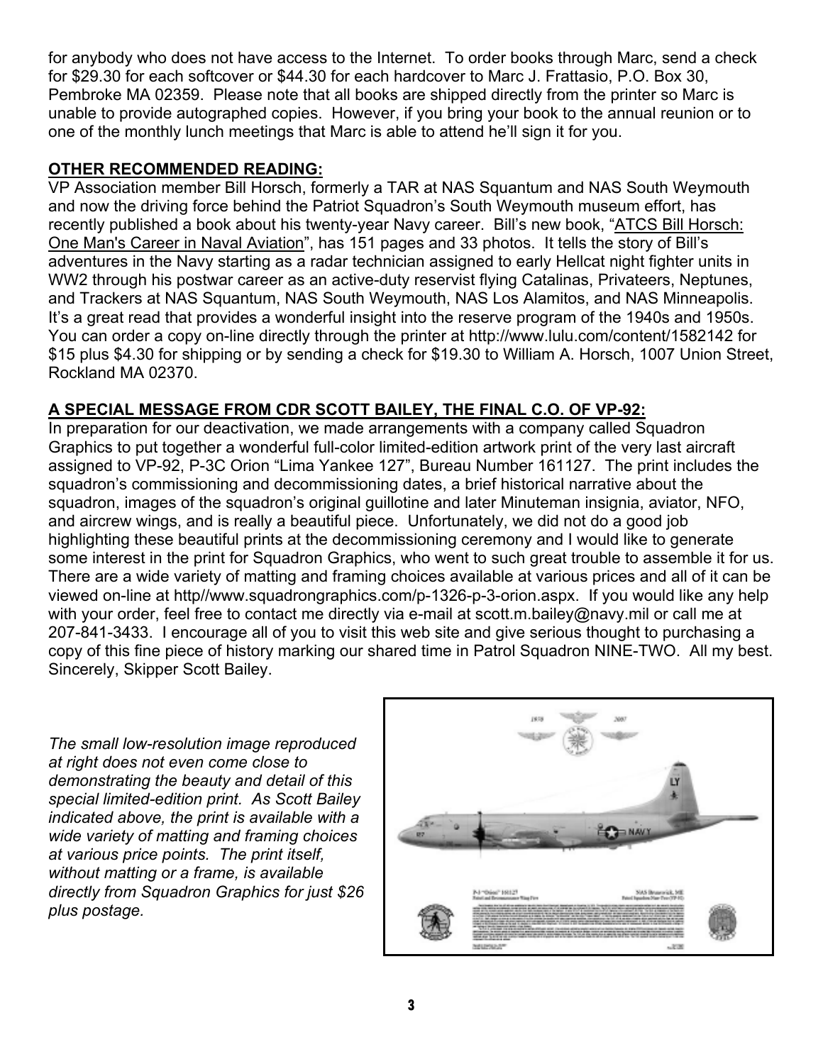for anybody who does not have access to the Internet. To order books through Marc, send a check for $29.30 for each softcover or $44.30 for each hardcover to Marc J. Frattasio, P.O. Box 30, Pembroke MA 02359. Please note that all books are shipped directly from the printer so Marc is unable to provide autographed copies. However, if you bring your book to the annual reunion or to one of the monthly lunch meetings that Marc is able to attend he'll sign it for you.

**OTHER RECOMMENDED READING:**

VP Association member Bill Horsch, formerly a TAR at NAS Squantum and NAS South Weymouth and now the driving force behind the Patriot Squadron's South Weymouth museum effort, has recently published a book about his twenty-year Navy career. Bill's new book, "ATCS Bill Horsch: One Man's Career in Naval Aviation", has 151 pages and 33 photos. It tells the story of Bill's adventures in the Navy starting as a radar technician assigned to early Hellcat night fighter units in WW2 through his postwar career as an active-duty reservist flying Catalinas, Privateers, Neptunes, and Trackers at NAS Squantum, NAS South Weymouth, NAS Los Alamitos, and NAS Minneapolis. It's a great read that provides a wonderful insight into the reserve program of the 1940s and 1950s. You can order a copy on-line directly through the printer at http://www.lulu.com/content/1582142 for $15 plus $4.30 for shipping or by sending a check for $19.30 to William A. Horsch, 1007 Union Street, Rockland MA 02370.

**A SPECIAL MESSAGE FROM CDR SCOTT BAILEY, THE FINAL C.O. OF VP-92:**

In preparation for our deactivation, we made arrangements with a company called Squadron Graphics to put together a wonderful full-color limited-edition artwork print of the very last aircraft assigned to VP-92, P-3C Orion "Lima Yankee 127", Bureau Number 161127. The print includes the squadron's commissioning and decommissioning dates, a brief historical narrative about the squadron, images of the squadron's original guillotine and later Minuteman insignia, aviator, NFO, and aircrew wings, and is really a beautiful piece. Unfortunately, we did not do a good job highlighting these beautiful prints at the decommissioning ceremony and I would like to generate some interest in the print for Squadron Graphics, who went to such great trouble to assemble it for us. There are a wide variety of matting and framing choices available at various prices and all of it can be viewed on-line at http//www.squadrongraphics.com/p-1326-p-3-orion.aspx. If you would like any help with your order, feel free to contact me directly via e-mail at scott.m.bailey@navy.mil or call me at 207-841-3433. I encourage all of you to visit this web site and give serious thought to purchasing a copy of this fine piece of history marking our shared time in Patrol Squadron NINE-TWO. All my best. Sincerely, Skipper Scott Bailey.

*The small low-resolution image reproduced at right does not even come close to demonstrating the beauty and detail of this special limited-edition print. As Scott Bailey indicated above, the print is available with a wide variety of matting and framing choices at various price points. The print itself, without matting or a frame, is available directly from Squadron Graphics for just $26 plus postage.*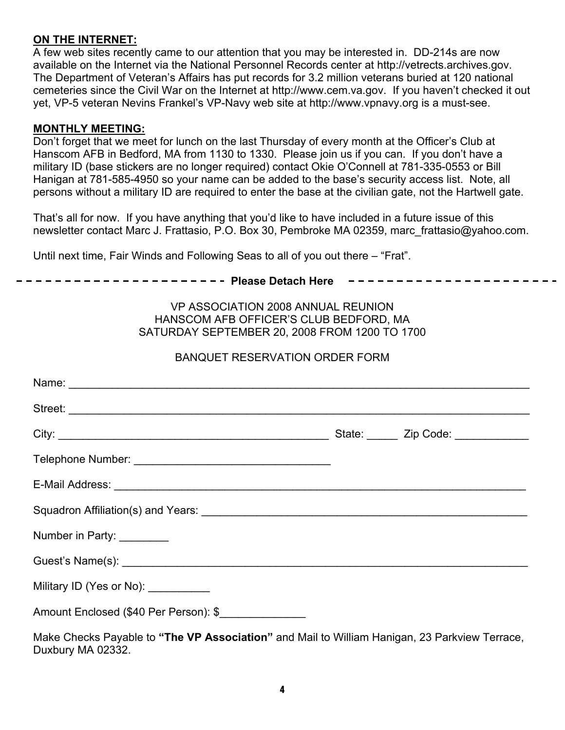**ON THE INTERNET:**

A few web sites recently came to our attention that you may be interested in. DD-214s are now available on the Internet via the National Personnel Records center at http://vetrects.archives.gov. The Department of Veteran's Affairs has put records for 3.2 million veterans buried at 120 national cemeteries since the Civil War on the Internet at http://www.cem.va.gov. If you haven't checked it out yet, VP-5 veteran Nevins Frankel's VP-Navy web site at http://www.vpnavy.org is a must-see.

**MONTHLY MEETING:**

Don't forget that we meet for lunch on the last Thursday of every month at the Officer's Club at Hanscom AFB in Bedford, MA from 1130 to 1330. Please join us if you can. If you don't have a military ID (base stickers are no longer required) contact Okie O'Connell at 781-335-0553 or Bill Hanigan at 781-585-4950 so your name can be added to the base's security access list. Note, all persons without a military ID are required to enter the base at the civilian gate, not the Hartwell gate.

That's all for now. If you have anything that you'd like to have included in a future issue of this newsletter contact Marc J. Frattasio, P.O. Box 30, Pembroke MA 02359, marc_frattasio@yahoo.com.

Until next time, Fair Winds and Following Seas to all of you out there – "Frat".

- - - - - - - - - - - - - - - - - - - - - - **Please Detach Here** - - - - - - - - - - - - - - - - - - - - - -

VP ASSOCIATION 2008 ANNUAL REUNION
HANSCOM AFB OFFICER'S CLUB BEDFORD, MA
SATURDAY SEPTEMBER 20, 2008 FROM 1200 TO 1700

BANQUET RESERVATION ORDER FORM

Name: ______________________________________________________________________________

Street: ______________________________________________________________________________

City: ____________________________________________ State: _____ Zip Code: ____________

Telephone Number: ________________________________

E-Mail Address: _______________________________________________________________________

Squadron Affiliation(s) and Years: _______________________________________________________

Number in Party: ________

Guest's Name(s): ______________________________________________________________________

Military ID (Yes or No): __________

Amount Enclosed ($40 Per Person): $______________

Make Checks Payable to **"The VP Association"** and Mail to William Hanigan, 23 Parkview Terrace, Duxbury MA 02332.